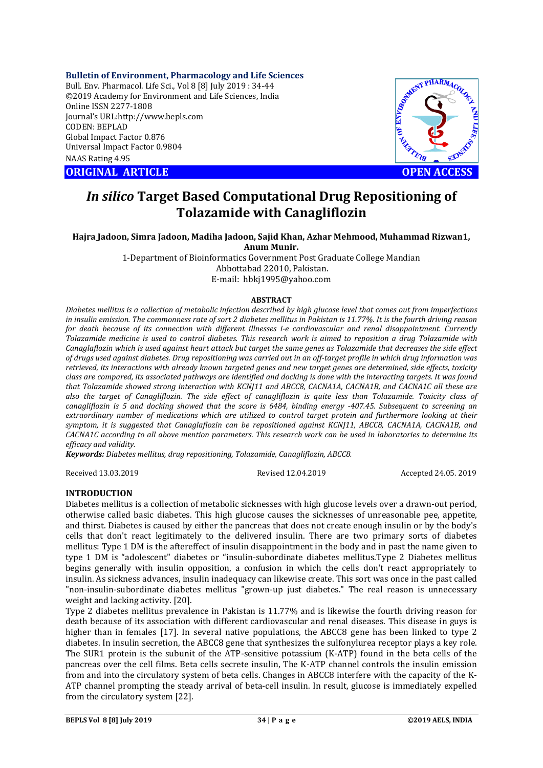**Bulletin of Environment, Pharmacology and Life Sciences**
Bull. Env. Pharmacol. Life Sci., Vol 8 [8] July 2019 : 34-44
©2019 Academy for Environment and Life Sciences, India
Online ISSN 2277-1808
Journal's URL:http://www.bepls.com
CODEN: BEPLAD
Global Impact Factor 0.876
Universal Impact Factor 0.9804
NAAS Rating 4.95

**ORIGINAL ARTICLE** **OPEN ACCESS**

# *In silico* Target Based Computational Drug Repositioning of Tolazamide with Canagliflozin

**Hajra Jadoon, Simra Jadoon, Madiha Jadoon, Sajid Khan, Azhar Mehmood, Muhammad Rizwan1, Anum Munir.**

1-Department of Bioinformatics Government Post Graduate College Mandian
Abbottabad 22010, Pakistan.
E-mail: hbkj1995@yahoo.com

## ABSTRACT

*Diabetes mellitus is a collection of metabolic infection described by high glucose level that comes out from imperfections in insulin emission. The commonness rate of sort 2 diabetes mellitus in Pakistan is 11.77%. It is the fourth driving reason for death because of its connection with different illnesses i-e cardiovascular and renal disappointment. Currently Tolazamide medicine is used to control diabetes. This research work is aimed to reposition a drug Tolazamide with Canaglaflozin which is used against heart attack but target the same genes as Tolazamide that decreases the side effect of drugs used against diabetes. Drug repositioning was carried out in an off-target profile in which drug information was retrieved, its interactions with already known targeted genes and new target genes are determined, side effects, toxicity class are compared, its associated pathways are identified and docking is done with the interacting targets. It was found that Tolazamide showed strong interaction with KCNJ11 and ABCC8, CACNA1A, CACNA1B, and CACNA1C all these are also the target of Canagliflozin. The side effect of canagliflozin is quite less than Tolazamide. Toxicity class of canagliflozin is 5 and docking showed that the score is 6484, binding energy -407.45. Subsequent to screening an extraordinary number of medications which are utilized to control target protein and furthermore looking at their symptom, it is suggested that Canaglaflozin can be repositioned against KCNJ11, ABCC8, CACNA1A, CACNA1B, and CACNA1C according to all above mention parameters. This research work can be used in laboratories to determine its efficacy and validity.*

***Keywords:*** *Diabetes mellitus, drug repositioning, Tolazamide, Canagliflozin, ABCC8.*

Received 13.03.2019 Revised 12.04.2019 Accepted 24.05. 2019

## INTRODUCTION

Diabetes mellitus is a collection of metabolic sicknesses with high glucose levels over a drawn-out period, otherwise called basic diabetes. This high glucose causes the sicknesses of unreasonable pee, appetite, and thirst. Diabetes is caused by either the pancreas that does not create enough insulin or by the body's cells that don't react legitimately to the delivered insulin. There are two primary sorts of diabetes mellitus: Type 1 DM is the aftereffect of insulin disappointment in the body and in past the name given to type 1 DM is "adolescent" diabetes or "insulin-subordinate diabetes mellitus.Type 2 Diabetes mellitus begins generally with insulin opposition, a confusion in which the cells don't react appropriately to insulin. As sickness advances, insulin inadequacy can likewise create. This sort was once in the past called "non-insulin-subordinate diabetes mellitus "grown-up just diabetes." The real reason is unnecessary weight and lacking activity. [20].

Type 2 diabetes mellitus prevalence in Pakistan is 11.77% and is likewise the fourth driving reason for death because of its association with different cardiovascular and renal diseases. This disease in guys is higher than in females [17]. In several native populations, the ABCC8 gene has been linked to type 2 diabetes. In insulin secretion, the ABCC8 gene that synthesizes the sulfonylurea receptor plays a key role. The SUR1 protein is the subunit of the ATP-sensitive potassium (K-ATP) found in the beta cells of the pancreas over the cell films. Beta cells secrete insulin, The K-ATP channel controls the insulin emission from and into the circulatory system of beta cells. Changes in ABCC8 interfere with the capacity of the K-ATP channel prompting the steady arrival of beta-cell insulin. In result, glucose is immediately expelled from the circulatory system [22].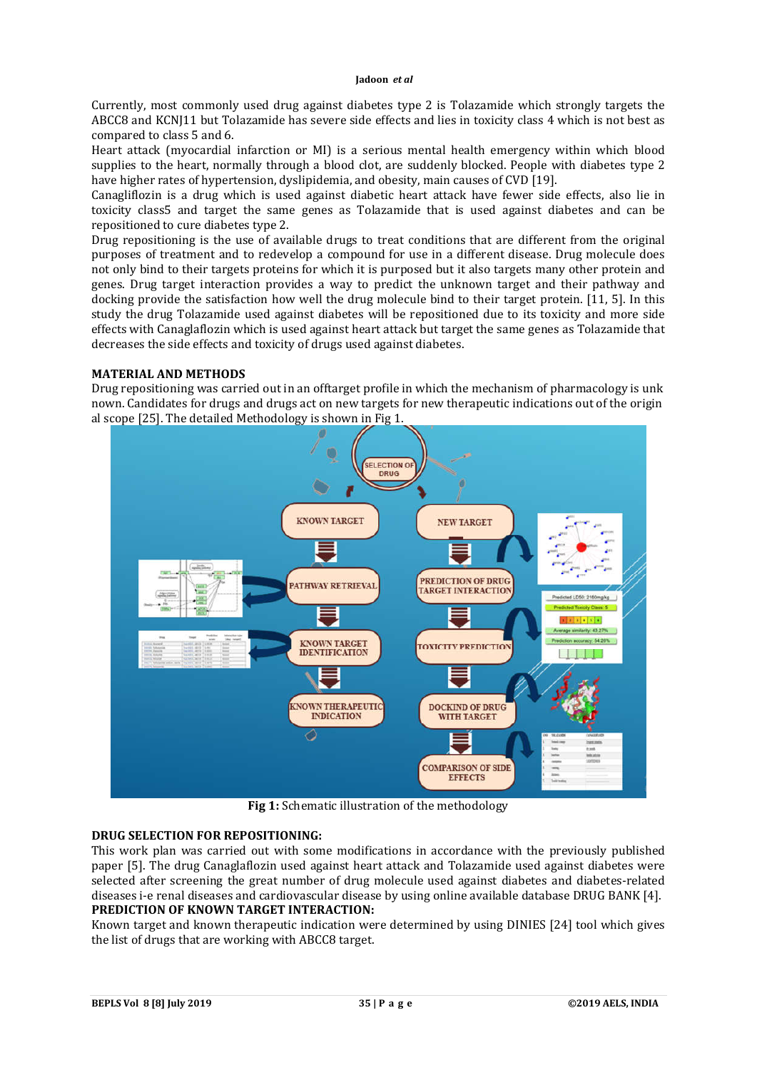Currently, most commonly used drug against diabetes type 2 is Tolazamide which strongly targets the ABCC8 and KCNJ11 but Tolazamide has severe side effects and lies in toxicity class 4 which is not best as compared to class 5 and 6.

Heart attack (myocardial infarction or MI) is a serious mental health emergency within which blood supplies to the heart, normally through a blood clot, are suddenly blocked. People with diabetes type 2 have higher rates of hypertension, dyslipidemia, and obesity, main causes of CVD [19].

Canagliflozin is a drug which is used against diabetic heart attack have fewer side effects, also lie in toxicity class5 and target the same genes as Tolazamide that is used against diabetes and can be repositioned to cure diabetes type 2.

Drug repositioning is the use of available drugs to treat conditions that are different from the original purposes of treatment and to redevelop a compound for use in a different disease. Drug molecule does not only bind to their targets proteins for which it is purposed but it also targets many other protein and genes. Drug target interaction provides a way to predict the unknown target and their pathway and docking provide the satisfaction how well the drug molecule bind to their target protein. [11, 5]. In this study the drug Tolazamide used against diabetes will be repositioned due to its toxicity and more side effects with Canaglaflozin which is used against heart attack but target the same genes as Tolazamide that decreases the side effects and toxicity of drugs used against diabetes.

## MATERIAL AND METHODS

Drug repositioning was carried out in an offtarget profile in which the mechanism of pharmacology is unk nown. Candidates for drugs and drugs act on new targets for new therapeutic indications out of the origin al scope [25]. The detailed Methodology is shown in Fig 1.

**Fig 1:** Schematic illustration of the methodology

## DRUG SELECTION FOR REPOSITIONING:

This work plan was carried out with some modifications in accordance with the previously published paper [5]. The drug Canaglaflozin used against heart attack and Tolazamide used against diabetes were selected after screening the great number of drug molecule used against diabetes and diabetes-related diseases i-e renal diseases and cardiovascular disease by using online available database DRUG BANK [4].

## PREDICTION OF KNOWN TARGET INTERACTION:

Known target and known therapeutic indication were determined by using DINIES [24] tool which gives the list of drugs that are working with ABCC8 target.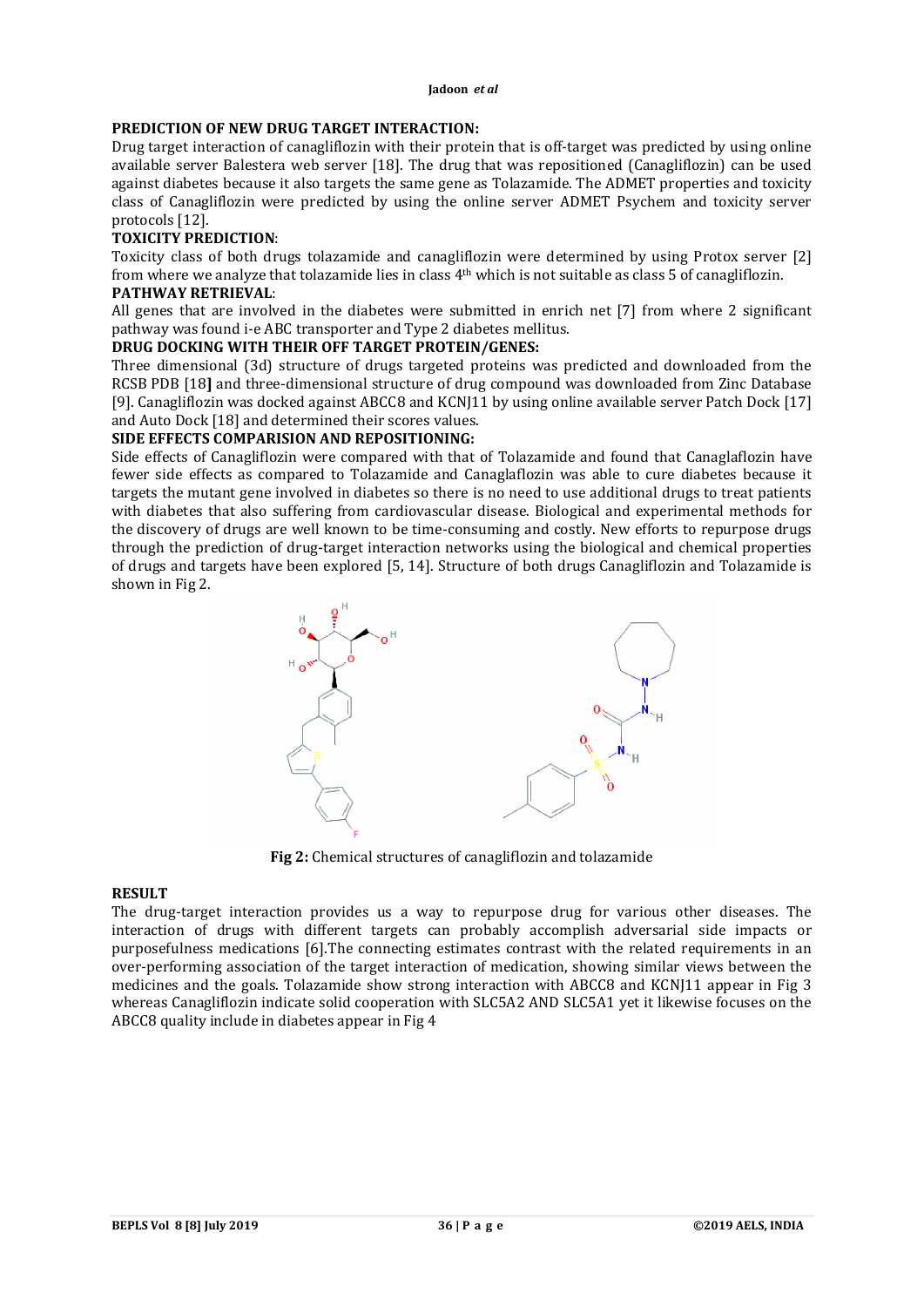**PREDICTION OF NEW DRUG TARGET INTERACTION:**
Drug target interaction of canagliflozin with their protein that is off-target was predicted by using online available server Balestera web server [18]. The drug that was repositioned (Canagliflozin) can be used against diabetes because it also targets the same gene as Tolazamide. The ADMET properties and toxicity class of Canagliflozin were predicted by using the online server ADMET Psychem and toxicity server protocols [12].

**TOXICITY PREDICTION**:
Toxicity class of both drugs tolazamide and canagliflozin were determined by using Protox server [2] from where we analyze that tolazamide lies in class 4th which is not suitable as class 5 of canagliflozin.

**PATHWAY RETRIEVAL**:
All genes that are involved in the diabetes were submitted in enrich net [7] from where 2 significant pathway was found i-e ABC transporter and Type 2 diabetes mellitus.

**DRUG DOCKING WITH THEIR OFF TARGET PROTEIN/GENES:**
Three dimensional (3d) structure of drugs targeted proteins was predicted and downloaded from the RCSB PDB [18] and three-dimensional structure of drug compound was downloaded from Zinc Database [9]. Canagliflozin was docked against ABCC8 and KCNJ11 by using online available server Patch Dock [17] and Auto Dock [18] and determined their scores values.

**SIDE EFFECTS COMPARISION AND REPOSITIONING:**
Side effects of Canagliflozin were compared with that of Tolazamide and found that Canaglaflozin have fewer side effects as compared to Tolazamide and Canaglaflozin was able to cure diabetes because it targets the mutant gene involved in diabetes so there is no need to use additional drugs to treat patients with diabetes that also suffering from cardiovascular disease. Biological and experimental methods for the discovery of drugs are well known to be time-consuming and costly. New efforts to repurpose drugs through the prediction of drug-target interaction networks using the biological and chemical properties of drugs and targets have been explored [5, 14]. Structure of both drugs Canagliflozin and Tolazamide is shown in Fig 2.

**Fig 2:** Chemical structures of canagliflozin and tolazamide

**RESULT**
The drug-target interaction provides us a way to repurpose drug for various other diseases. The interaction of drugs with different targets can probably accomplish adversarial side impacts or purposefulness medications [6].The connecting estimates contrast with the related requirements in an over-performing association of the target interaction of medication, showing similar views between the medicines and the goals. Tolazamide show strong interaction with ABCC8 and KCNJ11 appear in Fig 3 whereas Canagliflozin indicate solid cooperation with SLC5A2 AND SLC5A1 yet it likewise focuses on the ABCC8 quality include in diabetes appear in Fig 4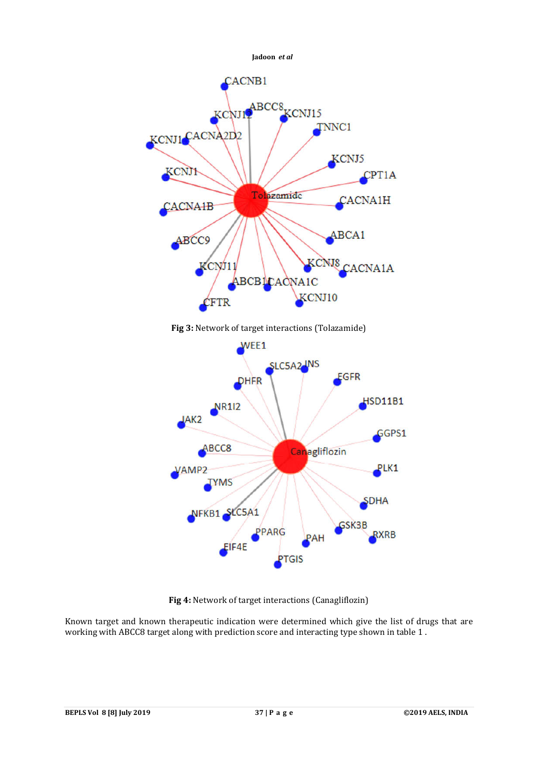Fig 3: Network of target interactions (Tolazamide)

Fig 4: Network of target interactions (Canagliflozin)

Known target and known therapeutic indication were determined which give the list of drugs that are working with ABCC8 target along with prediction score and interacting type shown in table 1 .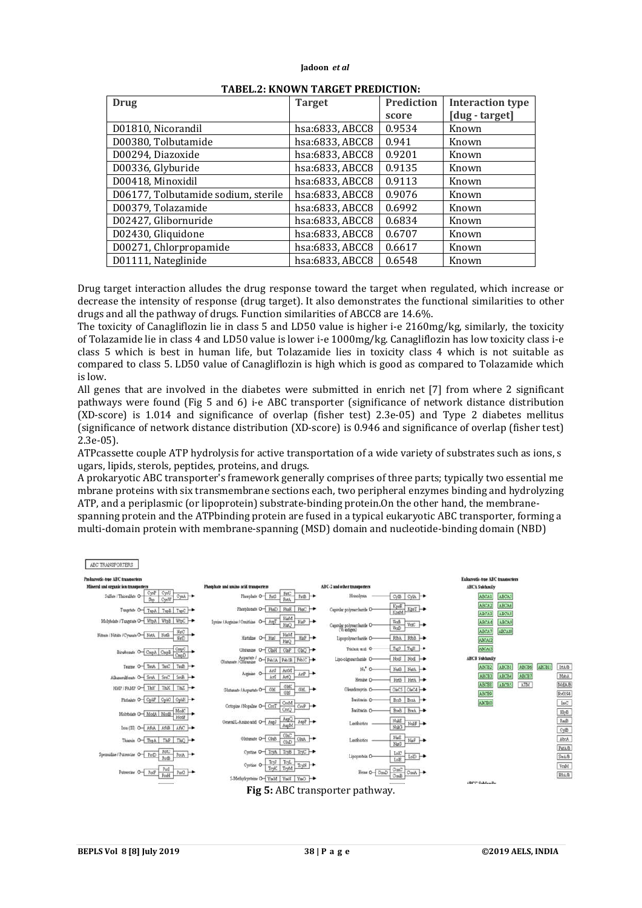**TABEL.2: KNOWN TARGET PREDICTION:**

| Drug | Target | Prediction score | Interaction type [dug - target] |
|---|---|---|---|
| D01810, Nicorandil | hsa:6833, ABCC8 | 0.9534 | Known |
| D00380, Tolbutamide | hsa:6833, ABCC8 | 0.941 | Known |
| D00294, Diazoxide | hsa:6833, ABCC8 | 0.9201 | Known |
| D00336, Glyburide | hsa:6833, ABCC8 | 0.9135 | Known |
| D00418, Minoxidil | hsa:6833, ABCC8 | 0.9113 | Known |
| D06177, Tolbutamide sodium, sterile | hsa:6833, ABCC8 | 0.9076 | Known |
| D00379, Tolazamide | hsa:6833, ABCC8 | 0.6992 | Known |
| D02427, Glibornuride | hsa:6833, ABCC8 | 0.6834 | Known |
| D02430, Gliquidone | hsa:6833, ABCC8 | 0.6707 | Known |
| D00271, Chlorpropamide | hsa:6833, ABCC8 | 0.6617 | Known |
| D01111, Nateglinide | hsa:6833, ABCC8 | 0.6548 | Known |

Drug target interaction alludes the drug response toward the target when regulated, which increase or decrease the intensity of response (drug target). It also demonstrates the functional similarities to other drugs and all the pathway of drugs. Function similarities of ABCC8 are 14.6%.

The toxicity of Canagliflozin lie in class 5 and LD50 value is higher i-e 2160mg/kg, similarly, the toxicity of Tolazamide lie in class 4 and LD50 value is lower i-e 1000mg/kg. Canagliflozin has low toxicity class i-e class 5 which is best in human life, but Tolazamide lies in toxicity class 4 which is not suitable as compared to class 5. LD50 value of Canagliflozin is high which is good as compared to Tolazamide which is low.

All genes that are involved in the diabetes were submitted in enrich net [7] from where 2 significant pathways were found (Fig 5 and 6) i-e ABC transporter (significance of network distance distribution (XD-score) is 1.014 and significance of overlap (fisher test) 2.3e-05) and Type 2 diabetes mellitus (significance of network distance distribution (XD-score) is 0.946 and significance of overlap (fisher test) 2.3e-05).

ATPcassette couple ATP hydrolysis for active transportation of a wide variety of substrates such as ions, s ugars, lipids, sterols, peptides, proteins, and drugs.

A prokaryotic ABC transporter's framework generally comprises of three parts; typically two essential me mbrane proteins with six transmembrane sections each, two peripheral enzymes binding and hydrolyzing ATP, and a periplasmic (or lipoprotein) substrate-binding protein.On the other hand, the membrane-spanning protein and the ATPbinding protein are fused in a typical eukaryotic ABC transporter, forming a multi-domain protein with membrane-spanning (MSD) domain and nucleotide-binding domain (NBD)

**Fig 5:** ABC transporter pathway.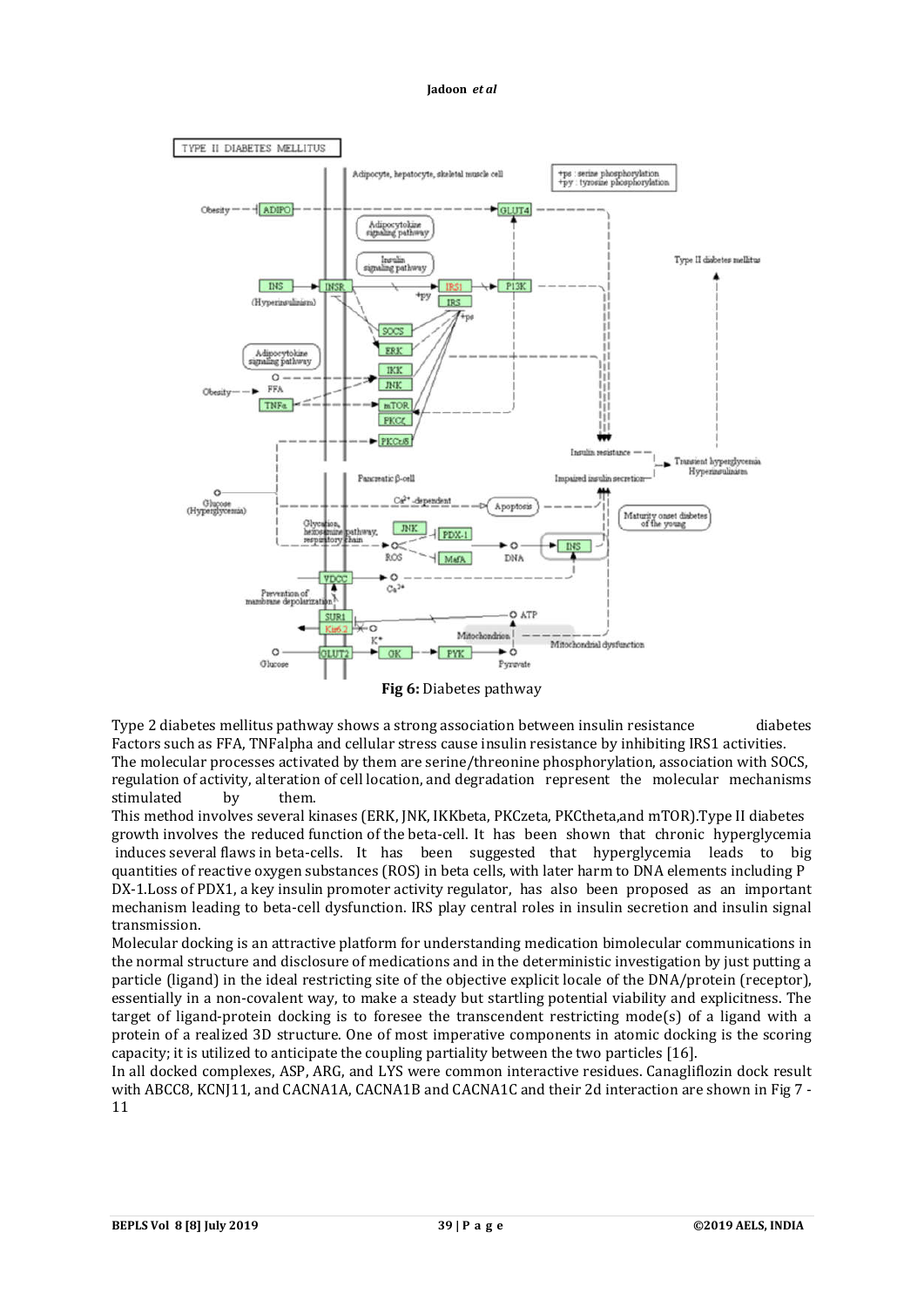Fig 6: Diabetes pathway

Type 2 diabetes mellitus pathway shows a strong association between insulin resistance diabetes Factors such as FFA, TNFalpha and cellular stress cause insulin resistance by inhibiting IRS1 activities. The molecular processes activated by them are serine/threonine phosphorylation, association with SOCS, regulation of activity, alteration of cell location, and degradation represent the molecular mechanisms stimulated by them.

This method involves several kinases (ERK, JNK, IKKbeta, PKCzeta, PKCtheta,and mTOR).Type II diabetes growth involves the reduced function of the beta-cell. It has been shown that chronic hyperglycemia induces several flaws in beta-cells. It has been suggested that hyperglycemia leads to big quantities of reactive oxygen substances (ROS) in beta cells, with later harm to DNA elements including P DX-1.Loss of PDX1, a key insulin promoter activity regulator, has also been proposed as an important mechanism leading to beta-cell dysfunction. IRS play central roles in insulin secretion and insulin signal transmission.

Molecular docking is an attractive platform for understanding medication bimolecular communications in the normal structure and disclosure of medications and in the deterministic investigation by just putting a particle (ligand) in the ideal restricting site of the objective explicit locale of the DNA/protein (receptor), essentially in a non-covalent way, to make a steady but startling potential viability and explicitness. The target of ligand-protein docking is to foresee the transcendent restricting mode(s) of a ligand with a protein of a realized 3D structure. One of most imperative components in atomic docking is the scoring capacity; it is utilized to anticipate the coupling partiality between the two particles [16].

In all docked complexes, ASP, ARG, and LYS were common interactive residues. Canagliflozin dock result with ABCC8, KCNJ11, and CACNA1A, CACNA1B and CACNA1C and their 2d interaction are shown in Fig 7 - 11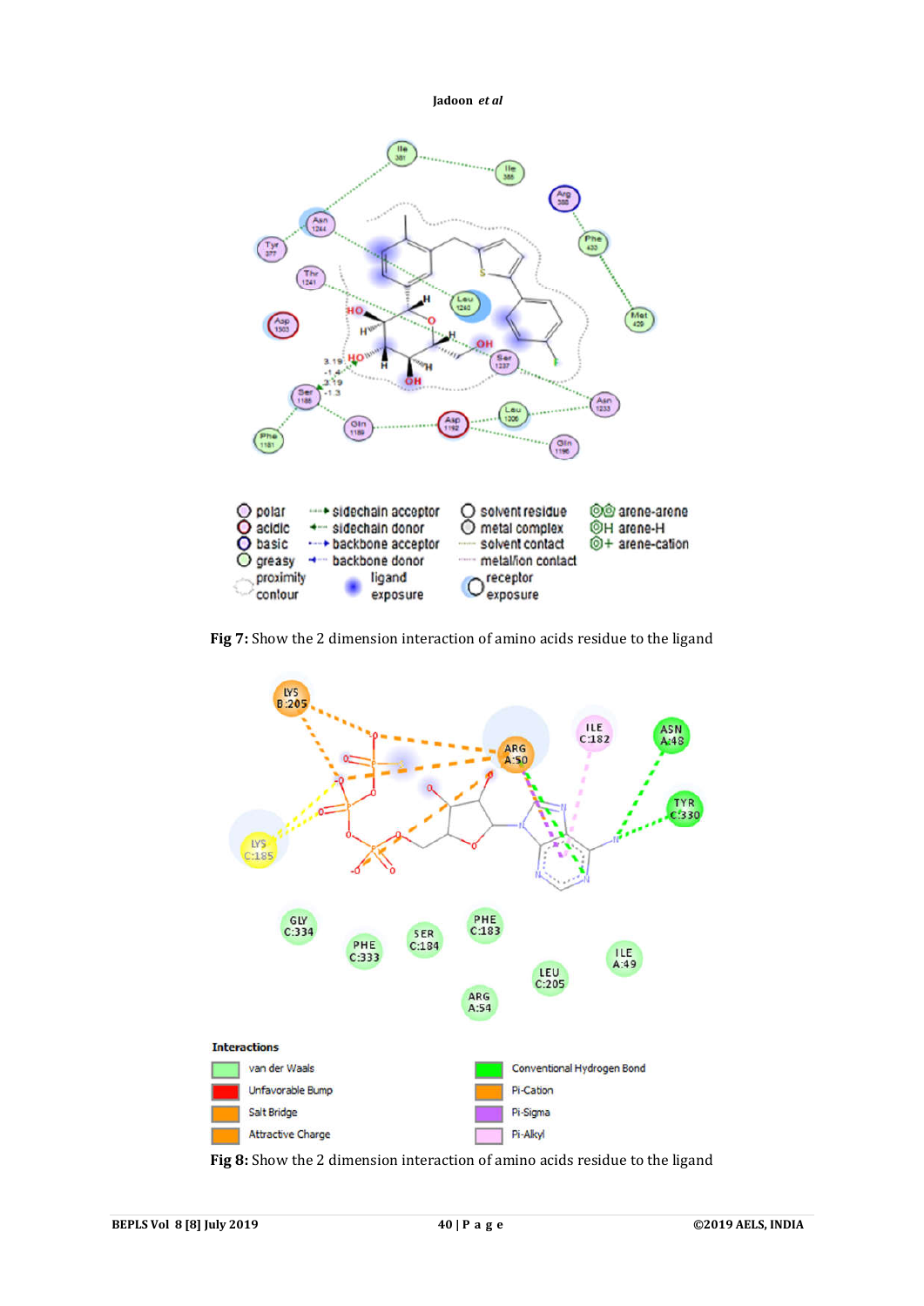**Fig 7:** Show the 2 dimension interaction of amino acids residue to the ligand

**Fig 8:** Show the 2 dimension interaction of amino acids residue to the ligand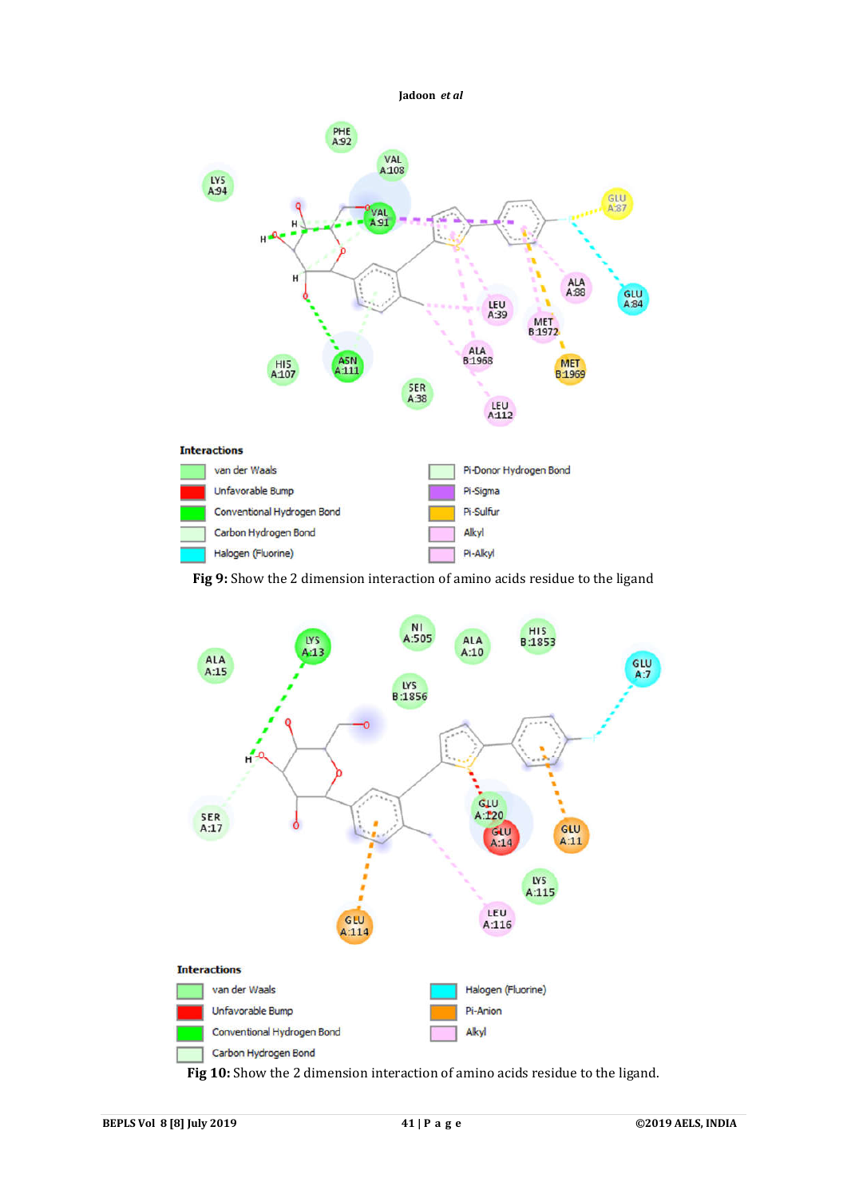**Fig 9:** Show the 2 dimension interaction of amino acids residue to the ligand

**Fig 10:** Show the 2 dimension interaction of amino acids residue to the ligand.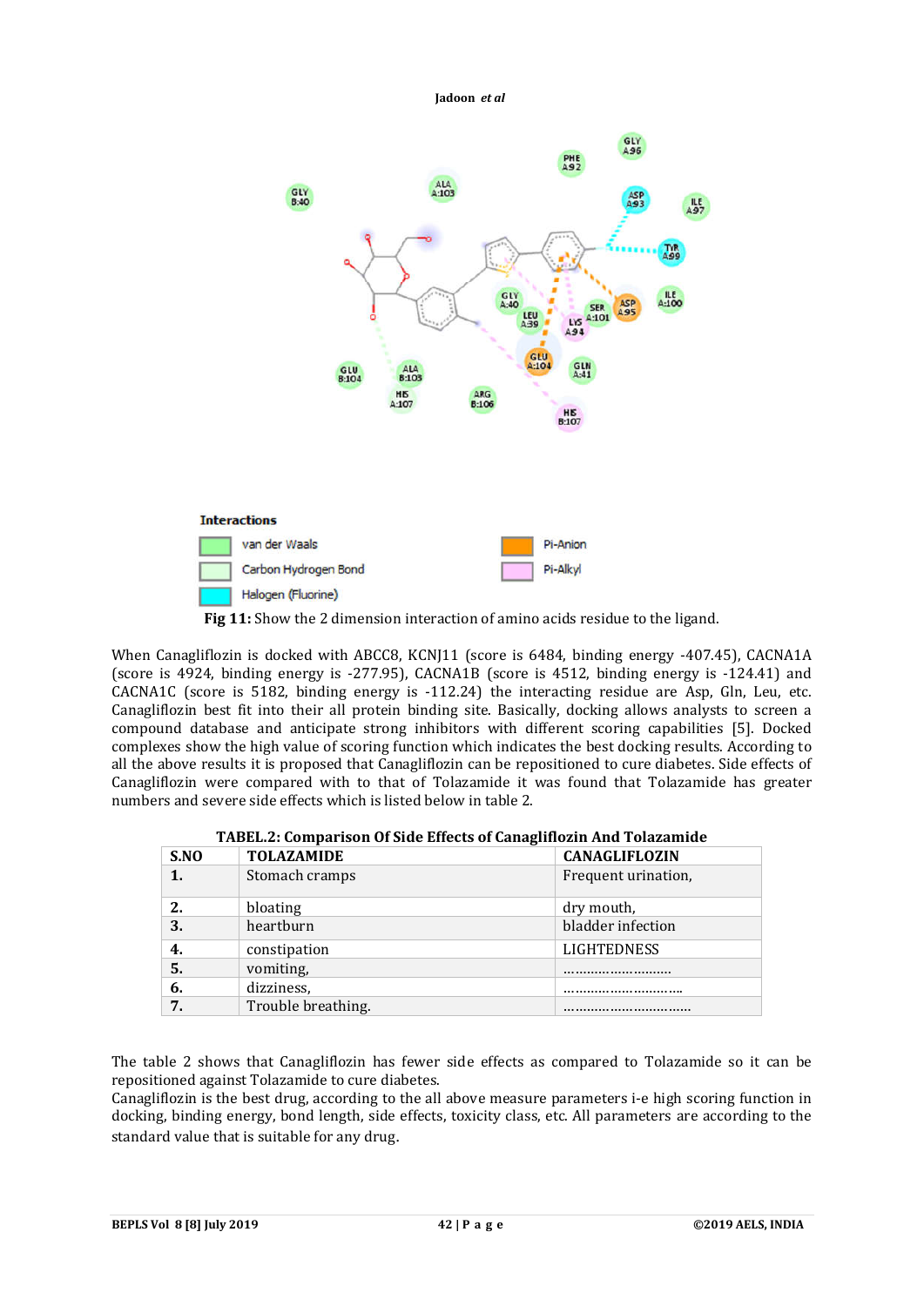Interactions

van der Waals | Pi-Anion
Carbon Hydrogen Bond | Pi-Alkyl
Halogen (Fluorine)

**Fig 11:** Show the 2 dimension interaction of amino acids residue to the ligand.

When Canagliflozin is docked with ABCC8, KCNJ11 (score is 6484, binding energy -407.45), CACNA1A (score is 4924, binding energy is -277.95), CACNA1B (score is 4512, binding energy is -124.41) and CACNA1C (score is 5182, binding energy is -112.24) the interacting residue are Asp, Gln, Leu, etc. Canagliflozin best fit into their all protein binding site. Basically, docking allows analysts to screen a compound database and anticipate strong inhibitors with different scoring capabilities [5]. Docked complexes show the high value of scoring function which indicates the best docking results. According to all the above results it is proposed that Canagliflozin can be repositioned to cure diabetes. Side effects of Canagliflozin were compared with to that of Tolazamide it was found that Tolazamide has greater numbers and severe side effects which is listed below in table 2.

**TABEL.2: Comparison Of Side Effects of Canagliflozin And Tolazamide**

| S.NO | TOLAZAMIDE | CANAGLIFLOZIN |
|---|---|---|
| **1.** | Stomach cramps | Frequent urination, |
| **2.** | bloating | dry mouth, |
| **3.** | heartburn | bladder infection |
| **4.** | constipation | LIGHTEDNESS |
| **5.** | vomiting, | ……………………… |
| **6.** | dizziness, | ………………………. |
| **7.** | Trouble breathing. | ………………………… |

The table 2 shows that Canagliflozin has fewer side effects as compared to Tolazamide so it can be repositioned against Tolazamide to cure diabetes.

Canagliflozin is the best drug, according to the all above measure parameters i-e high scoring function in docking, binding energy, bond length, side effects, toxicity class, etc. All parameters are according to the standard value that is suitable for any drug.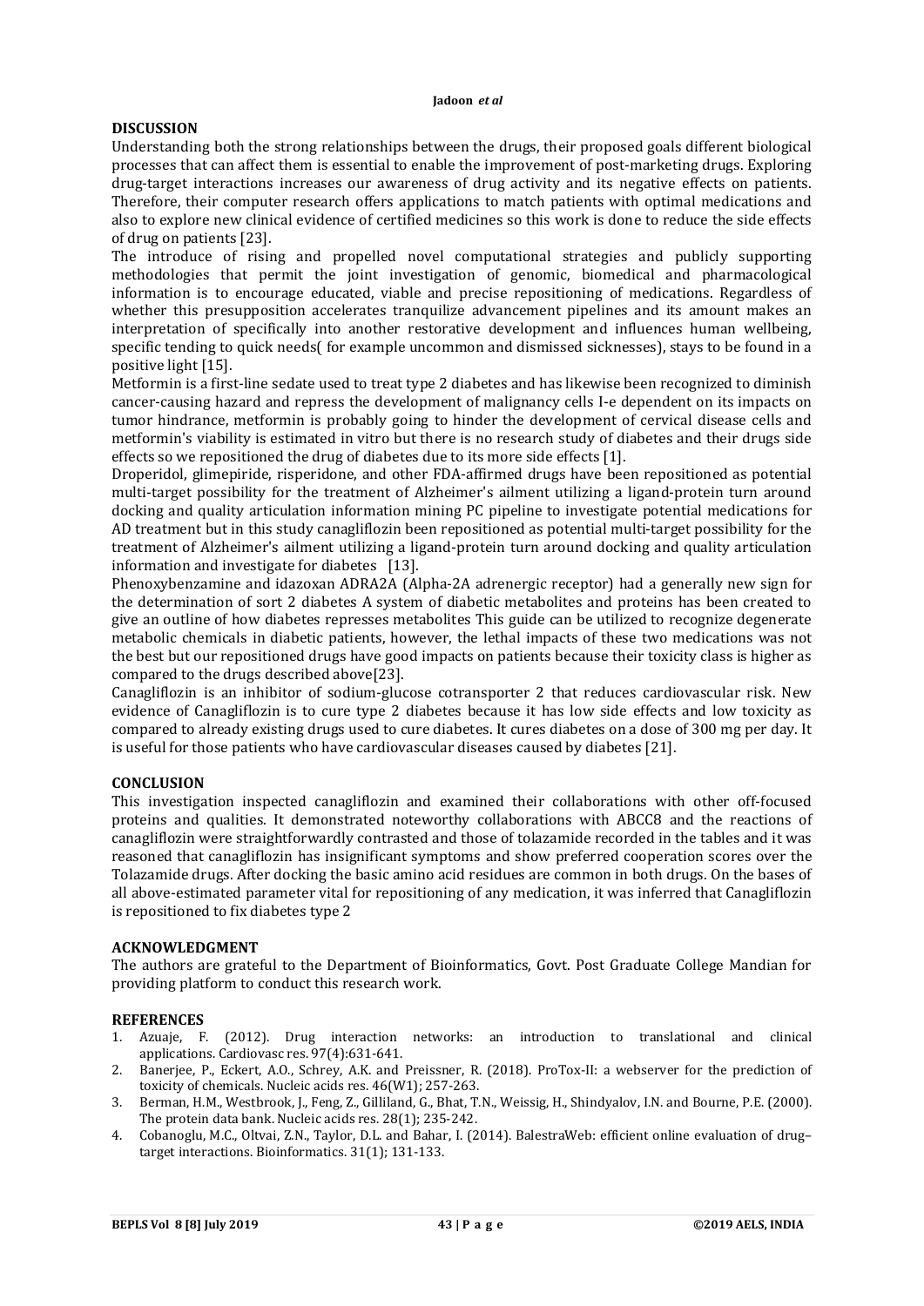## DISCUSSION

Understanding both the strong relationships between the drugs, their proposed goals different biological processes that can affect them is essential to enable the improvement of post-marketing drugs. Exploring drug-target interactions increases our awareness of drug activity and its negative effects on patients. Therefore, their computer research offers applications to match patients with optimal medications and also to explore new clinical evidence of certified medicines so this work is done to reduce the side effects of drug on patients [23].

The introduce of rising and propelled novel computational strategies and publicly supporting methodologies that permit the joint investigation of genomic, biomedical and pharmacological information is to encourage educated, viable and precise repositioning of medications. Regardless of whether this presupposition accelerates tranquilize advancement pipelines and its amount makes an interpretation of specifically into another restorative development and influences human wellbeing, specific tending to quick needs( for example uncommon and dismissed sicknesses), stays to be found in a positive light [15].

Metformin is a first-line sedate used to treat type 2 diabetes and has likewise been recognized to diminish cancer-causing hazard and repress the development of malignancy cells I-e dependent on its impacts on tumor hindrance, metformin is probably going to hinder the development of cervical disease cells and metformin's viability is estimated in vitro but there is no research study of diabetes and their drugs side effects so we repositioned the drug of diabetes due to its more side effects [1].

Droperidol, glimepiride, risperidone, and other FDA-affirmed drugs have been repositioned as potential multi-target possibility for the treatment of Alzheimer's ailment utilizing a ligand-protein turn around docking and quality articulation information mining PC pipeline to investigate potential medications for AD treatment but in this study canagliflozin been repositioned as potential multi-target possibility for the treatment of Alzheimer's ailment utilizing a ligand-protein turn around docking and quality articulation information and investigate for diabetes [13].

Phenoxybenzamine and idazoxan ADRA2A (Alpha-2A adrenergic receptor) had a generally new sign for the determination of sort 2 diabetes A system of diabetic metabolites and proteins has been created to give an outline of how diabetes represses metabolites This guide can be utilized to recognize degenerate metabolic chemicals in diabetic patients, however, the lethal impacts of these two medications was not the best but our repositioned drugs have good impacts on patients because their toxicity class is higher as compared to the drugs described above[23].

Canagliflozin is an inhibitor of sodium-glucose cotransporter 2 that reduces cardiovascular risk. New evidence of Canagliflozin is to cure type 2 diabetes because it has low side effects and low toxicity as compared to already existing drugs used to cure diabetes. It cures diabetes on a dose of 300 mg per day. It is useful for those patients who have cardiovascular diseases caused by diabetes [21].

## CONCLUSION

This investigation inspected canagliflozin and examined their collaborations with other off-focused proteins and qualities. It demonstrated noteworthy collaborations with ABCC8 and the reactions of canagliflozin were straightforwardly contrasted and those of tolazamide recorded in the tables and it was reasoned that canagliflozin has insignificant symptoms and show preferred cooperation scores over the Tolazamide drugs. After docking the basic amino acid residues are common in both drugs. On the bases of all above-estimated parameter vital for repositioning of any medication, it was inferred that Canagliflozin is repositioned to fix diabetes type 2

## ACKNOWLEDGMENT

The authors are grateful to the Department of Bioinformatics, Govt. Post Graduate College Mandian for providing platform to conduct this research work.

## REFERENCES

1. Azuaje, F. (2012). Drug interaction networks: an introduction to translational and clinical applications. Cardiovasc res. 97(4):631-641.
2. Banerjee, P., Eckert, A.O., Schrey, A.K. and Preissner, R. (2018). ProTox-II: a webserver for the prediction of toxicity of chemicals. Nucleic acids res. 46(W1); 257-263.
3. Berman, H.M., Westbrook, J., Feng, Z., Gilliland, G., Bhat, T.N., Weissig, H., Shindyalov, I.N. and Bourne, P.E. (2000). The protein data bank. Nucleic acids res. 28(1); 235-242.
4. Cobanoglu, M.C., Oltvai, Z.N., Taylor, D.L. and Bahar, I. (2014). BalestraWeb: efficient online evaluation of drug–target interactions. Bioinformatics. 31(1); 131-133.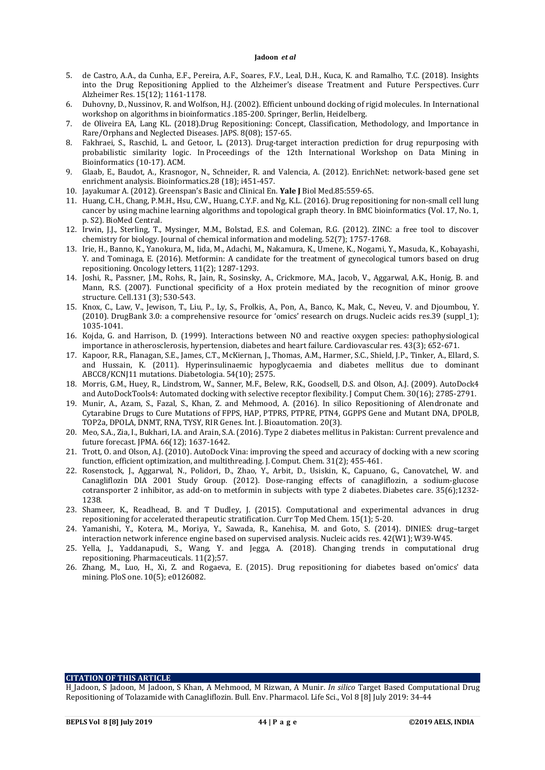5. de Castro, A.A., da Cunha, E.F., Pereira, A.F., Soares, F.V., Leal, D.H., Kuca, K. and Ramalho, T.C. (2018). Insights into the Drug Repositioning Applied to the Alzheimer's disease Treatment and Future Perspectives. Curr Alzheimer Res. 15(12); 1161-1178.
6. Duhovny, D., Nussinov, R. and Wolfson, H.J. (2002). Efficient unbound docking of rigid molecules. In International workshop on algorithms in bioinformatics .185-200. Springer, Berlin, Heidelberg.
7. de Oliveira EA, Lang KL. (2018).Drug Repositioning: Concept, Classification, Methodology, and Importance in Rare/Orphans and Neglected Diseases. JAPS. 8(08); 157-65.
8. Fakhraei, S., Raschid, L. and Getoor, L. (2013). Drug-target interaction prediction for drug repurposing with probabilistic similarity logic. In Proceedings of the 12th International Workshop on Data Mining in Bioinformatics (10-17). ACM.
9. Glaab, E., Baudot, A., Krasnogor, N., Schneider, R. and Valencia, A. (2012). EnrichNet: network-based gene set enrichment analysis. Bioinformatics.28 (18); i451-457.
10. Jayakumar A. (2012). Greenspan's Basic and Clinical En. **Yale J** Biol Med.85:559-65.
11. Huang, C.H., Chang, P.M.H., Hsu, C.W., Huang, C.Y.F. and Ng, K.L. (2016). Drug repositioning for non-small cell lung cancer by using machine learning algorithms and topological graph theory. In BMC bioinformatics (Vol. 17, No. 1, p. S2). BioMed Central.
12. Irwin, J.J., Sterling, T., Mysinger, M.M., Bolstad, E.S. and Coleman, R.G. (2012). ZINC: a free tool to discover chemistry for biology. Journal of chemical information and modeling. 52(7); 1757-1768.
13. Irie, H., Banno, K., Yanokura, M., Iida, M., Adachi, M., Nakamura, K., Umene, K., Nogami, Y., Masuda, K., Kobayashi, Y. and Tominaga, E. (2016). Metformin: A candidate for the treatment of gynecological tumors based on drug repositioning. Oncology letters, 11(2); 1287-1293.
14. Joshi, R., Passner, J.M., Rohs, R., Jain, R., Sosinsky, A., Crickmore, M.A., Jacob, V., Aggarwal, A.K., Honig, B. and Mann, R.S. (2007). Functional specificity of a Hox protein mediated by the recognition of minor groove structure. Cell.131 (3); 530-543.
15. Knox, C., Law, V., Jewison, T., Liu, P., Ly, S., Frolkis, A., Pon, A., Banco, K., Mak, C., Neveu, V. and Djoumbou, Y. (2010). DrugBank 3.0: a comprehensive resource for 'omics' research on drugs. Nucleic acids res.39 (suppl_1); 1035-1041.
16. Kojda, G. and Harrison, D. (1999). Interactions between NO and reactive oxygen species: pathophysiological importance in atherosclerosis, hypertension, diabetes and heart failure. Cardiovascular res. 43(3); 652-671.
17. Kapoor, R.R., Flanagan, S.E., James, C.T., McKiernan, J., Thomas, A.M., Harmer, S.C., Shield, J.P., Tinker, A., Ellard, S. and Hussain, K. (2011). Hyperinsulinaemic hypoglycaemia and diabetes mellitus due to dominant ABCC8/KCNJ11 mutations. Diabetologia. 54(10); 2575.
18. Morris, G.M., Huey, R., Lindstrom, W., Sanner, M.F., Belew, R.K., Goodsell, D.S. and Olson, A.J. (2009). AutoDock4 and AutoDockTools4: Automated docking with selective receptor flexibility. J Comput Chem. 30(16); 2785-2791.
19. Munir, A., Azam, S., Fazal, S., Khan, Z. and Mehmood, A. (2016). In silico Repositioning of Alendronate and Cytarabine Drugs to Cure Mutations of FPPS, HAP, PTPRS, PTPRE, PTN4, GGPPS Gene and Mutant DNA, DPOLB, TOP2a, DPOLA, DNMT, RNA, TYSY, RIR Genes. Int. J. Bioautomation. 20(3).
20. Meo, S.A., Zia, I., Bukhari, I.A. and Arain, S.A. (2016). Type 2 diabetes mellitus in Pakistan: Current prevalence and future forecast. JPMA. 66(12); 1637-1642.
21. Trott, O. and Olson, A.J. (2010). AutoDock Vina: improving the speed and accuracy of docking with a new scoring function, efficient optimization, and multithreading. J. Comput. Chem. 31(2); 455-461.
22. Rosenstock, J., Aggarwal, N., Polidori, D., Zhao, Y., Arbit, D., Usiskin, K., Capuano, G., Canovatchel, W. and Canagliflozin DIA 2001 Study Group. (2012). Dose-ranging effects of canagliflozin, a sodium-glucose cotransporter 2 inhibitor, as add-on to metformin in subjects with type 2 diabetes. Diabetes care. 35(6);1232-1238.
23. Shameer, K., Readhead, B. and T Dudley, J. (2015). Computational and experimental advances in drug repositioning for accelerated therapeutic stratification. Curr Top Med Chem. 15(1); 5-20.
24. Yamanishi, Y., Kotera, M., Moriya, Y., Sawada, R., Kanehisa, M. and Goto, S. (2014). DINIES: drug–target interaction network inference engine based on supervised analysis. Nucleic acids res. 42(W1); W39-W45.
25. Yella, J., Yaddanapudi, S., Wang, Y. and Jegga, A. (2018). Changing trends in computational drug repositioning. Pharmaceuticals. 11(2);57.
26. Zhang, M., Luo, H., Xi, Z. and Rogaeva, E. (2015). Drug repositioning for diabetes based on'omics' data mining. PloS one. 10(5); e0126082.

**CITATION OF THIS ARTICLE**

H Jadoon, S Jadoon, M Jadoon, S Khan, A Mehmood, M Rizwan, A Munir. *In silico* Target Based Computational Drug Repositioning of Tolazamide with Canagliflozin. Bull. Env. Pharmacol. Life Sci., Vol 8 [8] July 2019: 34-44